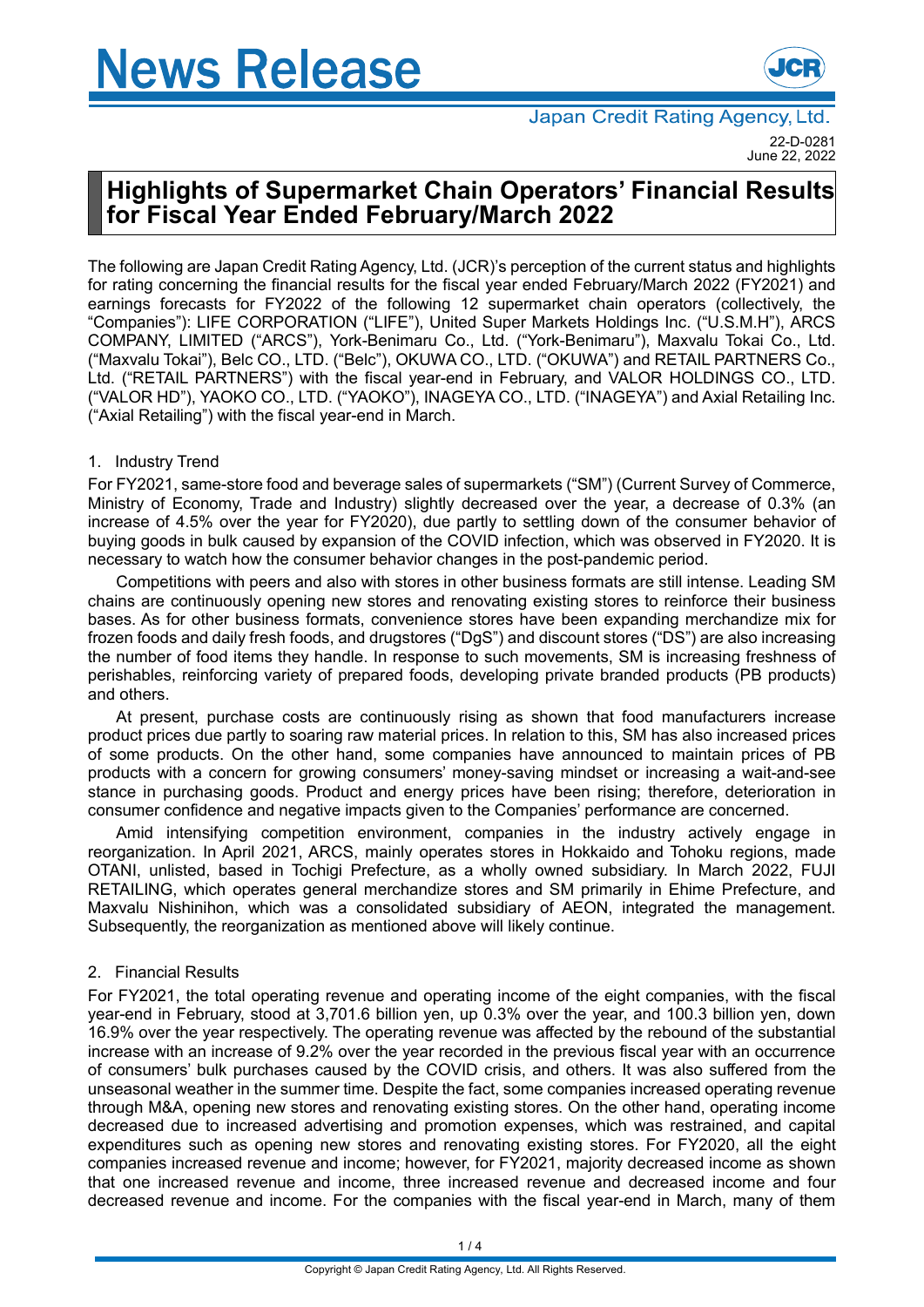# News Release

Japan Credit Rating Agency, Ltd.

22-D-0281
June 22, 2022

## Highlights of Supermarket Chain Operators' Financial Results for Fiscal Year Ended February/March 2022

The following are Japan Credit Rating Agency, Ltd. (JCR)'s perception of the current status and highlights for rating concerning the financial results for the fiscal year ended February/March 2022 (FY2021) and earnings forecasts for FY2022 of the following 12 supermarket chain operators (collectively, the "Companies"): LIFE CORPORATION ("LIFE"), United Super Markets Holdings Inc. ("U.S.M.H"), ARCS COMPANY, LIMITED ("ARCS"), York-Benimaru Co., Ltd. ("York-Benimaru"), Maxvalu Tokai Co., Ltd. ("Maxvalu Tokai"), Belc CO., LTD. ("Belc"), OKUWA CO., LTD. ("OKUWA") and RETAIL PARTNERS Co., Ltd. ("RETAIL PARTNERS") with the fiscal year-end in February, and VALOR HOLDINGS CO., LTD. ("VALOR HD"), YAOKO CO., LTD. ("YAOKO"), INAGEYA CO., LTD. ("INAGEYA") and Axial Retailing Inc. ("Axial Retailing") with the fiscal year-end in March.

### 1. Industry Trend

For FY2021, same-store food and beverage sales of supermarkets ("SM") (Current Survey of Commerce, Ministry of Economy, Trade and Industry) slightly decreased over the year, a decrease of 0.3% (an increase of 4.5% over the year for FY2020), due partly to settling down of the consumer behavior of buying goods in bulk caused by expansion of the COVID infection, which was observed in FY2020. It is necessary to watch how the consumer behavior changes in the post-pandemic period.

Competitions with peers and also with stores in other business formats are still intense. Leading SM chains are continuously opening new stores and renovating existing stores to reinforce their business bases. As for other business formats, convenience stores have been expanding merchandize mix for frozen foods and daily fresh foods, and drugstores ("DgS") and discount stores ("DS") are also increasing the number of food items they handle. In response to such movements, SM is increasing freshness of perishables, reinforcing variety of prepared foods, developing private branded products (PB products) and others.

At present, purchase costs are continuously rising as shown that food manufacturers increase product prices due partly to soaring raw material prices. In relation to this, SM has also increased prices of some products. On the other hand, some companies have announced to maintain prices of PB products with a concern for growing consumers' money-saving mindset or increasing a wait-and-see stance in purchasing goods. Product and energy prices have been rising; therefore, deterioration in consumer confidence and negative impacts given to the Companies' performance are concerned.

Amid intensifying competition environment, companies in the industry actively engage in reorganization. In April 2021, ARCS, mainly operates stores in Hokkaido and Tohoku regions, made OTANI, unlisted, based in Tochigi Prefecture, as a wholly owned subsidiary. In March 2022, FUJI RETAILING, which operates general merchandize stores and SM primarily in Ehime Prefecture, and Maxvalu Nishinihon, which was a consolidated subsidiary of AEON, integrated the management. Subsequently, the reorganization as mentioned above will likely continue.

### 2. Financial Results

For FY2021, the total operating revenue and operating income of the eight companies, with the fiscal year-end in February, stood at 3,701.6 billion yen, up 0.3% over the year, and 100.3 billion yen, down 16.9% over the year respectively. The operating revenue was affected by the rebound of the substantial increase with an increase of 9.2% over the year recorded in the previous fiscal year with an occurrence of consumers' bulk purchases caused by the COVID crisis, and others. It was also suffered from the unseasonal weather in the summer time. Despite the fact, some companies increased operating revenue through M&A, opening new stores and renovating existing stores. On the other hand, operating income decreased due to increased advertising and promotion expenses, which was restrained, and capital expenditures such as opening new stores and renovating existing stores. For FY2020, all the eight companies increased revenue and income; however, for FY2021, majority decreased income as shown that one increased revenue and income, three increased revenue and decreased income and four decreased revenue and income. For the companies with the fiscal year-end in March, many of them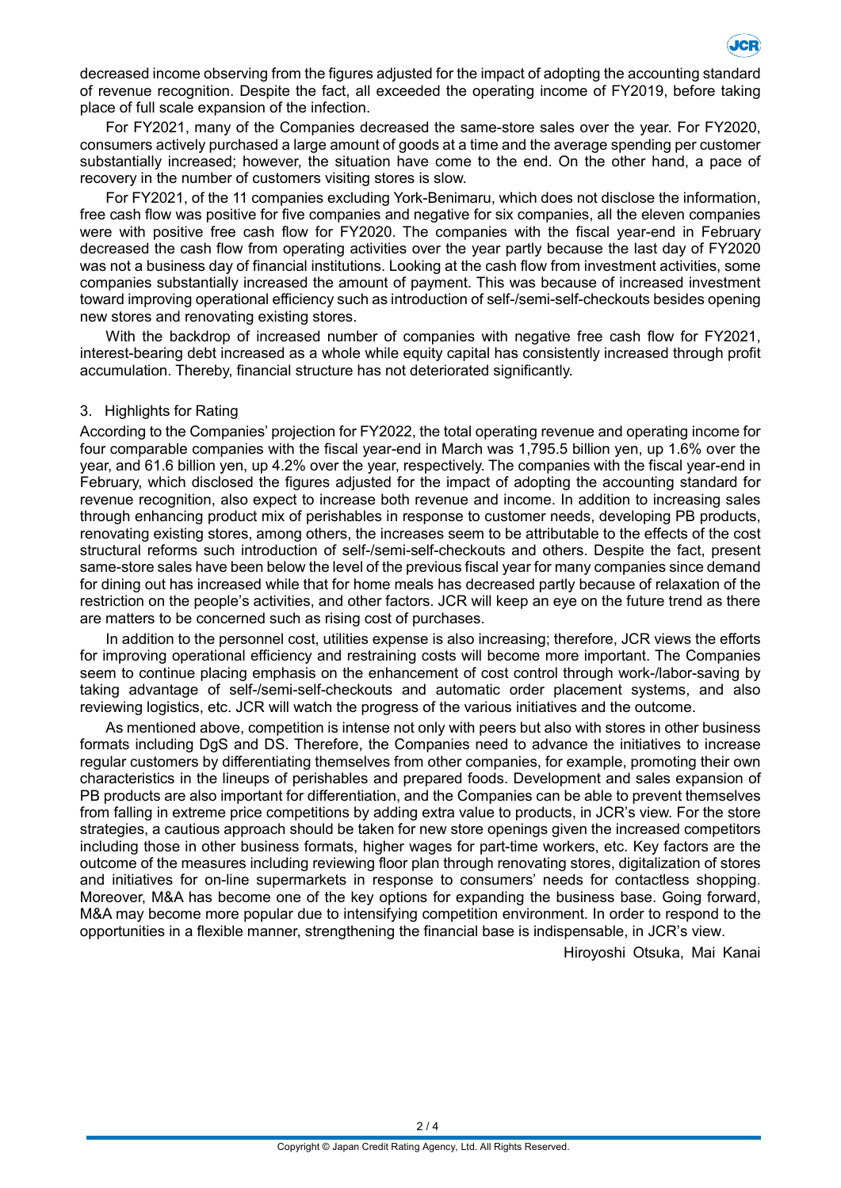decreased income observing from the figures adjusted for the impact of adopting the accounting standard of revenue recognition. Despite the fact, all exceeded the operating income of FY2019, before taking place of full scale expansion of the infection.

For FY2021, many of the Companies decreased the same-store sales over the year. For FY2020, consumers actively purchased a large amount of goods at a time and the average spending per customer substantially increased; however, the situation have come to the end. On the other hand, a pace of recovery in the number of customers visiting stores is slow.

For FY2021, of the 11 companies excluding York-Benimaru, which does not disclose the information, free cash flow was positive for five companies and negative for six companies, all the eleven companies were with positive free cash flow for FY2020. The companies with the fiscal year-end in February decreased the cash flow from operating activities over the year partly because the last day of FY2020 was not a business day of financial institutions. Looking at the cash flow from investment activities, some companies substantially increased the amount of payment. This was because of increased investment toward improving operational efficiency such as introduction of self-/semi-self-checkouts besides opening new stores and renovating existing stores.

With the backdrop of increased number of companies with negative free cash flow for FY2021, interest-bearing debt increased as a whole while equity capital has consistently increased through profit accumulation. Thereby, financial structure has not deteriorated significantly.

## 3. Highlights for Rating

According to the Companies' projection for FY2022, the total operating revenue and operating income for four comparable companies with the fiscal year-end in March was 1,795.5 billion yen, up 1.6% over the year, and 61.6 billion yen, up 4.2% over the year, respectively. The companies with the fiscal year-end in February, which disclosed the figures adjusted for the impact of adopting the accounting standard for revenue recognition, also expect to increase both revenue and income. In addition to increasing sales through enhancing product mix of perishables in response to customer needs, developing PB products, renovating existing stores, among others, the increases seem to be attributable to the effects of the cost structural reforms such introduction of self-/semi-self-checkouts and others. Despite the fact, present same-store sales have been below the level of the previous fiscal year for many companies since demand for dining out has increased while that for home meals has decreased partly because of relaxation of the restriction on the people's activities, and other factors. JCR will keep an eye on the future trend as there are matters to be concerned such as rising cost of purchases.

In addition to the personnel cost, utilities expense is also increasing; therefore, JCR views the efforts for improving operational efficiency and restraining costs will become more important. The Companies seem to continue placing emphasis on the enhancement of cost control through work-/labor-saving by taking advantage of self-/semi-self-checkouts and automatic order placement systems, and also reviewing logistics, etc. JCR will watch the progress of the various initiatives and the outcome.

As mentioned above, competition is intense not only with peers but also with stores in other business formats including DgS and DS. Therefore, the Companies need to advance the initiatives to increase regular customers by differentiating themselves from other companies, for example, promoting their own characteristics in the lineups of perishables and prepared foods. Development and sales expansion of PB products are also important for differentiation, and the Companies can be able to prevent themselves from falling in extreme price competitions by adding extra value to products, in JCR's view. For the store strategies, a cautious approach should be taken for new store openings given the increased competitors including those in other business formats, higher wages for part-time workers, etc. Key factors are the outcome of the measures including reviewing floor plan through renovating stores, digitalization of stores and initiatives for on-line supermarkets in response to consumers' needs for contactless shopping. Moreover, M&A has become one of the key options for expanding the business base. Going forward, M&A may become more popular due to intensifying competition environment. In order to respond to the opportunities in a flexible manner, strengthening the financial base is indispensable, in JCR's view.

Hiroyoshi Otsuka, Mai Kanai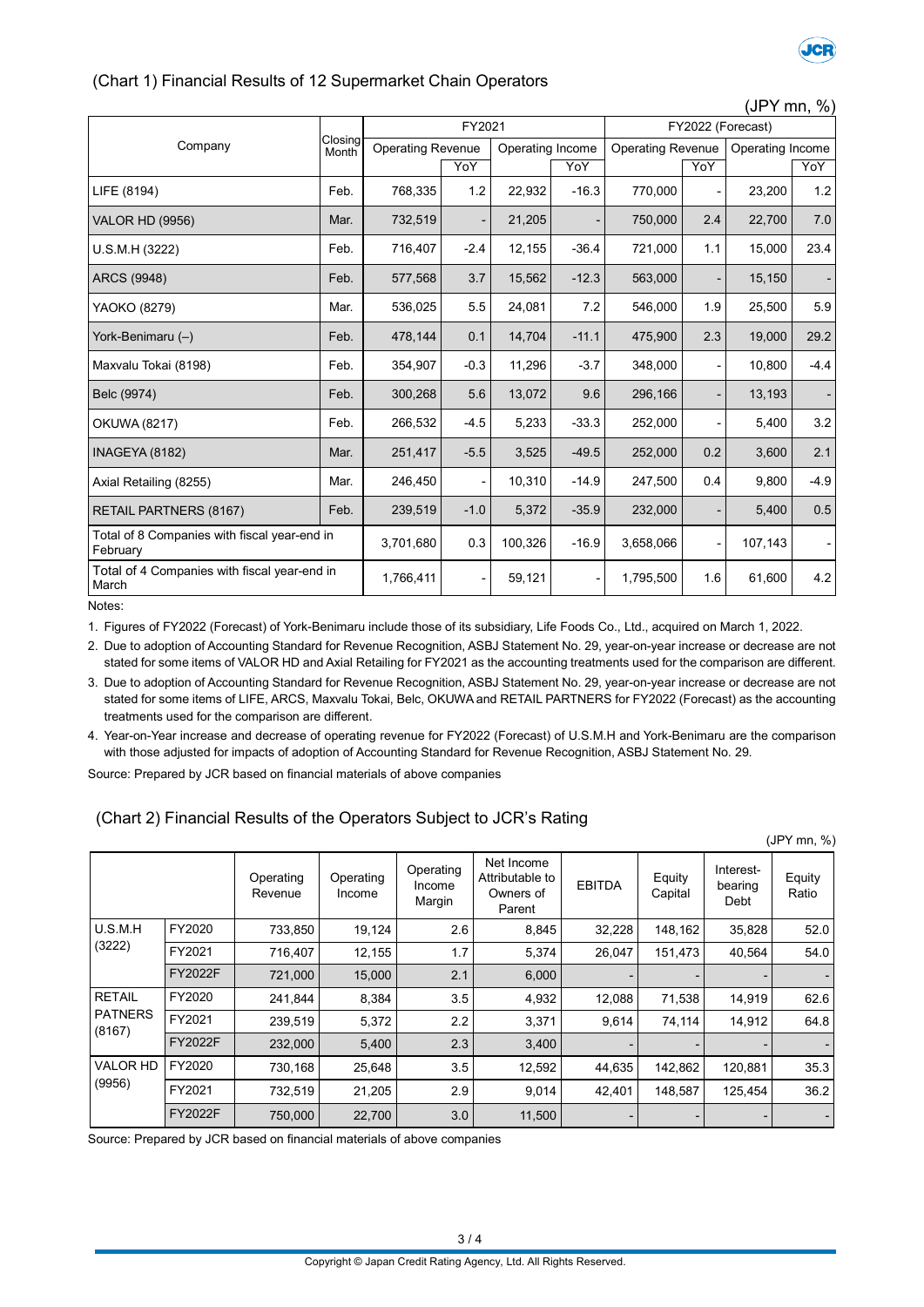## (Chart 1) Financial Results of 12 Supermarket Chain Operators

(JPY mn, %)

| Company | Closing Month | FY2021 | | | | FY2022 (Forecast) | | | |
|---|---|---|---|---|---|---|---|---|---|
| | | Operating Revenue | | Operating Income | | Operating Revenue | | Operating Income | |
| | | | YoY | | YoY | | YoY | | YoY |
| LIFE (8194) | Feb. | 768,335 | 1.2 | 22,932 | -16.3 | 770,000 | - | 23,200 | 1.2 |
| VALOR HD (9956) | Mar. | 732,519 | - | 21,205 | - | 750,000 | 2.4 | 22,700 | 7.0 |
| U.S.M.H (3222) | Feb. | 716,407 | -2.4 | 12,155 | -36.4 | 721,000 | 1.1 | 15,000 | 23.4 |
| ARCS (9948) | Feb. | 577,568 | 3.7 | 15,562 | -12.3 | 563,000 | - | 15,150 | - |
| YAOKO (8279) | Mar. | 536,025 | 5.5 | 24,081 | 7.2 | 546,000 | 1.9 | 25,500 | 5.9 |
| York-Benimaru (–) | Feb. | 478,144 | 0.1 | 14,704 | -11.1 | 475,900 | 2.3 | 19,000 | 29.2 |
| Maxvalu Tokai (8198) | Feb. | 354,907 | -0.3 | 11,296 | -3.7 | 348,000 | - | 10,800 | -4.4 |
| Belc (9974) | Feb. | 300,268 | 5.6 | 13,072 | 9.6 | 296,166 | - | 13,193 | - |
| OKUWA (8217) | Feb. | 266,532 | -4.5 | 5,233 | -33.3 | 252,000 | - | 5,400 | 3.2 |
| INAGEYA (8182) | Mar. | 251,417 | -5.5 | 3,525 | -49.5 | 252,000 | 0.2 | 3,600 | 2.1 |
| Axial Retailing (8255) | Mar. | 246,450 | - | 10,310 | -14.9 | 247,500 | 0.4 | 9,800 | -4.9 |
| RETAIL PARTNERS (8167) | Feb. | 239,519 | -1.0 | 5,372 | -35.9 | 232,000 | - | 5,400 | 0.5 |
| Total of 8 Companies with fiscal year-end in February | | 3,701,680 | 0.3 | 100,326 | -16.9 | 3,658,066 | - | 107,143 | - |
| Total of 4 Companies with fiscal year-end in March | | 1,766,411 | - | 59,121 | - | 1,795,500 | 1.6 | 61,600 | 4.2 |

Notes:

1. Figures of FY2022 (Forecast) of York-Benimaru include those of its subsidiary, Life Foods Co., Ltd., acquired on March 1, 2022.
2. Due to adoption of Accounting Standard for Revenue Recognition, ASBJ Statement No. 29, year-on-year increase or decrease are not stated for some items of VALOR HD and Axial Retailing for FY2021 as the accounting treatments used for the comparison are different.
3. Due to adoption of Accounting Standard for Revenue Recognition, ASBJ Statement No. 29, year-on-year increase or decrease are not stated for some items of LIFE, ARCS, Maxvalu Tokai, Belc, OKUWA and RETAIL PARTNERS for FY2022 (Forecast) as the accounting treatments used for the comparison are different.
4. Year-on-Year increase and decrease of operating revenue for FY2022 (Forecast) of U.S.M.H and York-Benimaru are the comparison with those adjusted for impacts of adoption of Accounting Standard for Revenue Recognition, ASBJ Statement No. 29.

Source: Prepared by JCR based on financial materials of above companies

## (Chart 2) Financial Results of the Operators Subject to JCR's Rating

(JPY mn, %)

| | | Operating Revenue | Operating Income | Operating Income Margin | Net Income Attributable to Owners of Parent | EBITDA | Equity Capital | Interest-bearing Debt | Equity Ratio |
|---|---|---|---|---|---|---|---|---|---|
| U.S.M.H (3222) | FY2020 | 733,850 | 19,124 | 2.6 | 8,845 | 32,228 | 148,162 | 35,828 | 52.0 |
| | FY2021 | 716,407 | 12,155 | 1.7 | 5,374 | 26,047 | 151,473 | 40,564 | 54.0 |
| | FY2022F | 721,000 | 15,000 | 2.1 | 6,000 | - | - | - | - |
| RETAIL PATNERS (8167) | FY2020 | 241,844 | 8,384 | 3.5 | 4,932 | 12,088 | 71,538 | 14,919 | 62.6 |
| | FY2021 | 239,519 | 5,372 | 2.2 | 3,371 | 9,614 | 74,114 | 14,912 | 64.8 |
| | FY2022F | 232,000 | 5,400 | 2.3 | 3,400 | - | - | - | - |
| VALOR HD (9956) | FY2020 | 730,168 | 25,648 | 3.5 | 12,592 | 44,635 | 142,862 | 120,881 | 35.3 |
| | FY2021 | 732,519 | 21,205 | 2.9 | 9,014 | 42,401 | 148,587 | 125,454 | 36.2 |
| | FY2022F | 750,000 | 22,700 | 3.0 | 11,500 | - | - | - | - |

Source: Prepared by JCR based on financial materials of above companies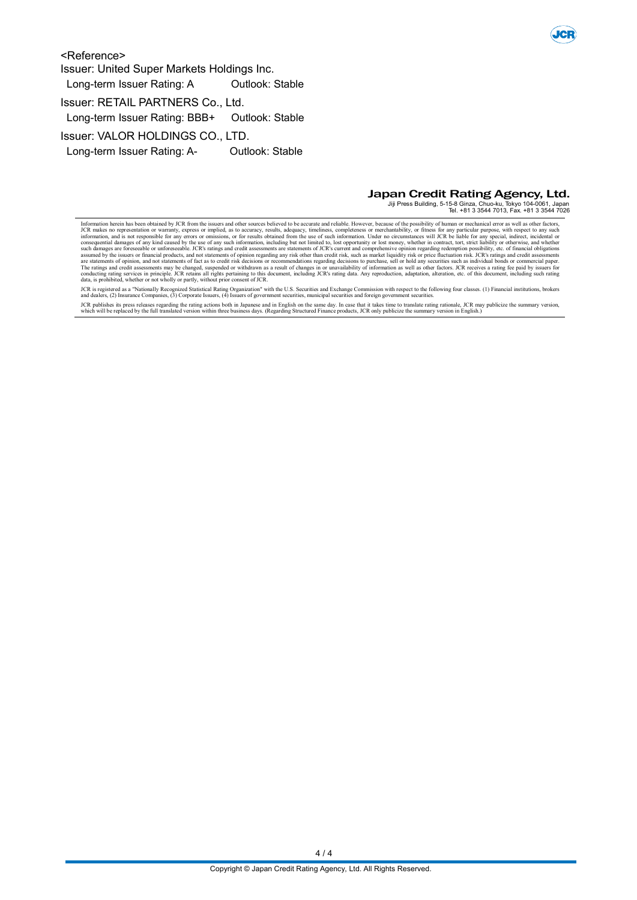<Reference>

Issuer: United Super Markets Holdings Inc.

Long-term Issuer Rating: A　　Outlook: Stable

Issuer: RETAIL PARTNERS Co., Ltd.

Long-term Issuer Rating: BBB+　　Outlook: Stable

Issuer: VALOR HOLDINGS CO., LTD.

Long-term Issuer Rating: A-　　Outlook: Stable

**Japan Credit Rating Agency, Ltd.**

Jiji Press Building, 5-15-8 Ginza, Chuo-ku, Tokyo 104-0061, Japan
Tel. +81 3 3544 7013, Fax. +81 3 3544 7026

Information herein has been obtained by JCR from the issuers and other sources believed to be accurate and reliable. However, because of the possibility of human or mechanical error as well as other factors, JCR makes no representation or warranty, express or implied, as to accuracy, results, adequacy, timeliness, completeness or merchantability, or fitness for any particular purpose, with respect to any such information, and is not responsible for any errors or omissions, or for results obtained from the use of such information. Under no circumstances will JCR be liable for any special, indirect, incidental or consequential damages of any kind caused by the use of any such information, including but not limited to, lost opportunity or lost money, whether in contract, tort, strict liability or otherwise, and whether such damages are foreseeable or unforeseeable. JCR's ratings and credit assessments are statements of JCR's current and comprehensive opinion regarding redemption possibility, etc. of financial obligations assumed by the issuers or financial products, and not statements of opinion regarding any risk other than credit risk, such as market liquidity risk or price fluctuation risk. JCR's ratings and credit assessments are statements of opinion, and not statements of fact as to credit risk decisions or recommendations regarding decisions to purchase, sell or hold any securities such as individual bonds or commercial paper. The ratings and credit assessments may be changed, suspended or withdrawn as a result of changes in or unavailability of information as well as other factors. JCR receives a rating fee paid by issuers for conducting rating services in principle. JCR retains all rights pertaining to this document, including JCR's rating data. Any reproduction, adaptation, alteration, etc. of this document, including such rating data, is prohibited, whether or not wholly or partly, without prior consent of JCR.

JCR is registered as a "Nationally Recognized Statistical Rating Organization" with the U.S. Securities and Exchange Commission with respect to the following four classes. (1) Financial institutions, brokers and dealers, (2) Insurance Companies, (3) Corporate Issuers, (4) Issuers of government securities, municipal securities and foreign government securities.

JCR publishes its press releases regarding the rating actions both in Japanese and in English on the same day. In case that it takes time to translate rating rationale, JCR may publicize the summary version, which will be replaced by the full translated version within three business days. (Regarding Structured Finance products, JCR only publicize the summary version in English.)

Copyright © Japan Credit Rating Agency, Ltd. All Rights Reserved.